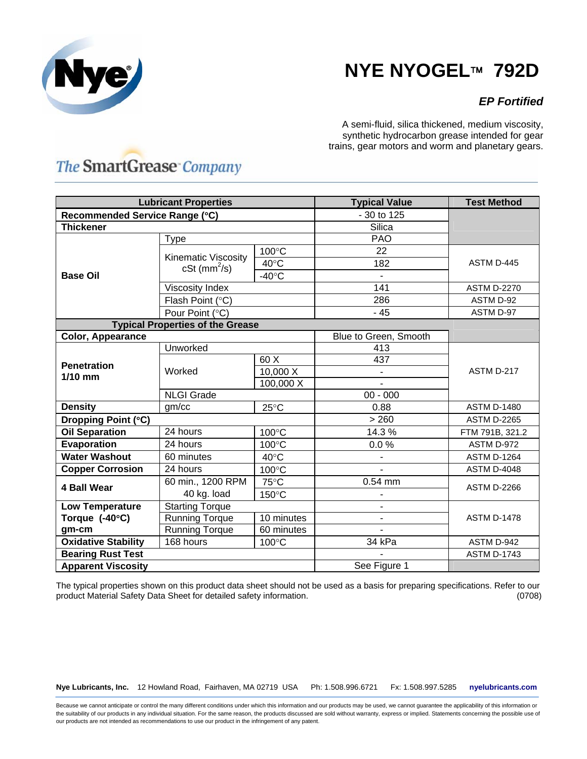# NYE NYOGEL™ 792D

***EP Fortified***

A semi-fluid, silica thickened, medium viscosity, synthetic hydrocarbon grease intended for gear trains, gear motors and worm and planetary gears.

The SmartGrease Company

| Lubricant Properties | | | Typical Value | Test Method |
|---|---|---|---|---|
| **Recommended Service Range (°C)** | | | - 30 to 125 | |
| **Thickener** | | | Silica | |
| **Base Oil** | Type | | PAO | |
| | Kinematic Viscosity cSt ($mm^2/s$) | 100°C | 22 | ASTM D-445 |
| | | 40°C | 182 | |
| | | -40°C | - | |
| | Viscosity Index | | 141 | ASTM D-2270 |
| | Flash Point (°C) | | 286 | ASTM D-92 |
| | Pour Point (°C) | | - 45 | ASTM D-97 |
| **Typical Properties of the Grease** | | | | |
| **Color, Appearance** | | | Blue to Green, Smooth | |
| **Penetration 1/10 mm** | Unworked | | 413 | ASTM D-217 |
| | Worked | 60 X | 437 | |
| | | 10,000 X | - | |
| | | 100,000 X | - | |
| | NLGI Grade | | 00 - 000 | |
| **Density** | gm/cc | 25°C | 0.88 | ASTM D-1480 |
| **Dropping Point (°C)** | | | > 260 | ASTM D-2265 |
| **Oil Separation** | 24 hours | 100°C | 14.3 % | FTM 791B, 321.2 |
| **Evaporation** | 24 hours | 100°C | 0.0 % | ASTM D-972 |
| **Water Washout** | 60 minutes | 40°C | - | ASTM D-1264 |
| **Copper Corrosion** | 24 hours | 100°C | - | ASTM D-4048 |
| **4 Ball Wear** | 60 min., 1200 RPM 40 kg. load | 75°C | 0.54 mm | ASTM D-2266 |
| | | 150°C | - | |
| **Low Temperature Torque (-40°C) gm-cm** | Starting Torque | | - | ASTM D-1478 |
| | Running Torque | 10 minutes | - | |
| | Running Torque | 60 minutes | - | |
| **Oxidative Stability** | 168 hours | 100°C | 34 kPa | ASTM D-942 |
| **Bearing Rust Test** | | | - | ASTM D-1743 |
| **Apparent Viscosity** | | | See Figure 1 | |

The typical properties shown on this product data sheet should not be used as a basis for preparing specifications. Refer to our product Material Safety Data Sheet for detailed safety information. (0708)

**Nye Lubricants, Inc.** 12 Howland Road, Fairhaven, MA 02719 USA Ph: 1.508.996.6721 Fx: 1.508.997.5285 **nyelubricants.com**

Because we cannot anticipate or control the many different conditions under which this information and our products may be used, we cannot guarantee the applicability of this information or the suitability of our products in any individual situation. For the same reason, the products discussed are sold without warranty, express or implied. Statements concerning the possible use of our products are not intended as recommendations to use our product in the infringement of any patent.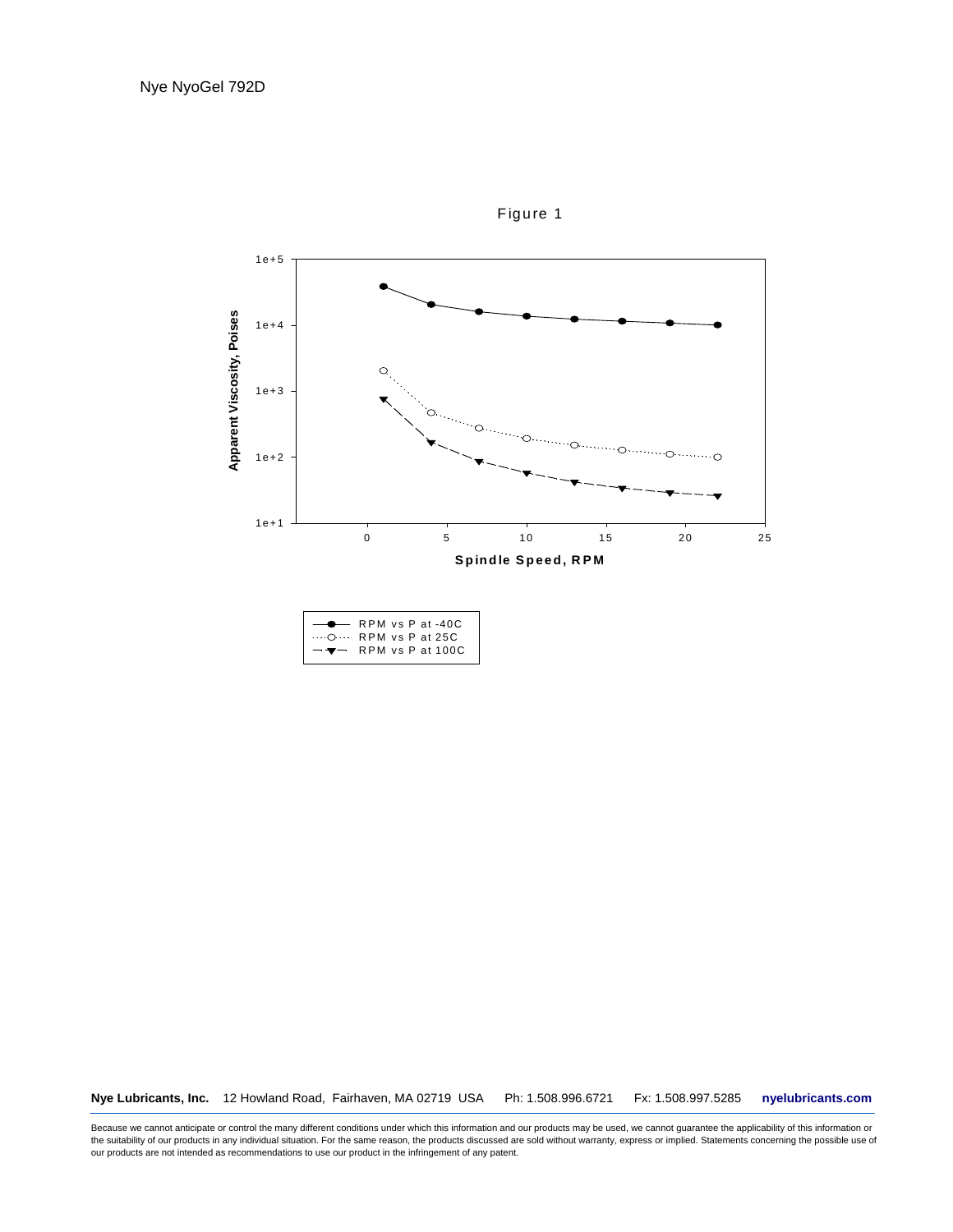Nye NyoGel 792D

Figure 1

1e+5
1e+4
1e+3
1e+2
1e+1

Apparent Viscosity, Poises

0
5
10
15
20
25

Spindle Speed, RPM

RPM vs P at -40C
RPM vs P at 25C
RPM vs P at 100C

**Nye Lubricants, Inc.** 12 Howland Road, Fairhaven, MA 02719 USA Ph: 1.508.996.6721 Fx: 1.508.997.5285 **nyelubricants.com**

Because we cannot anticipate or control the many different conditions under which this information and our products may be used, we cannot guarantee the applicability of this information or the suitability of our products in any individual situation. For the same reason, the products discussed are sold without warranty, express or implied. Statements concerning the possible use of our products are not intended as recommendations to use our product in the infringement of any patent.